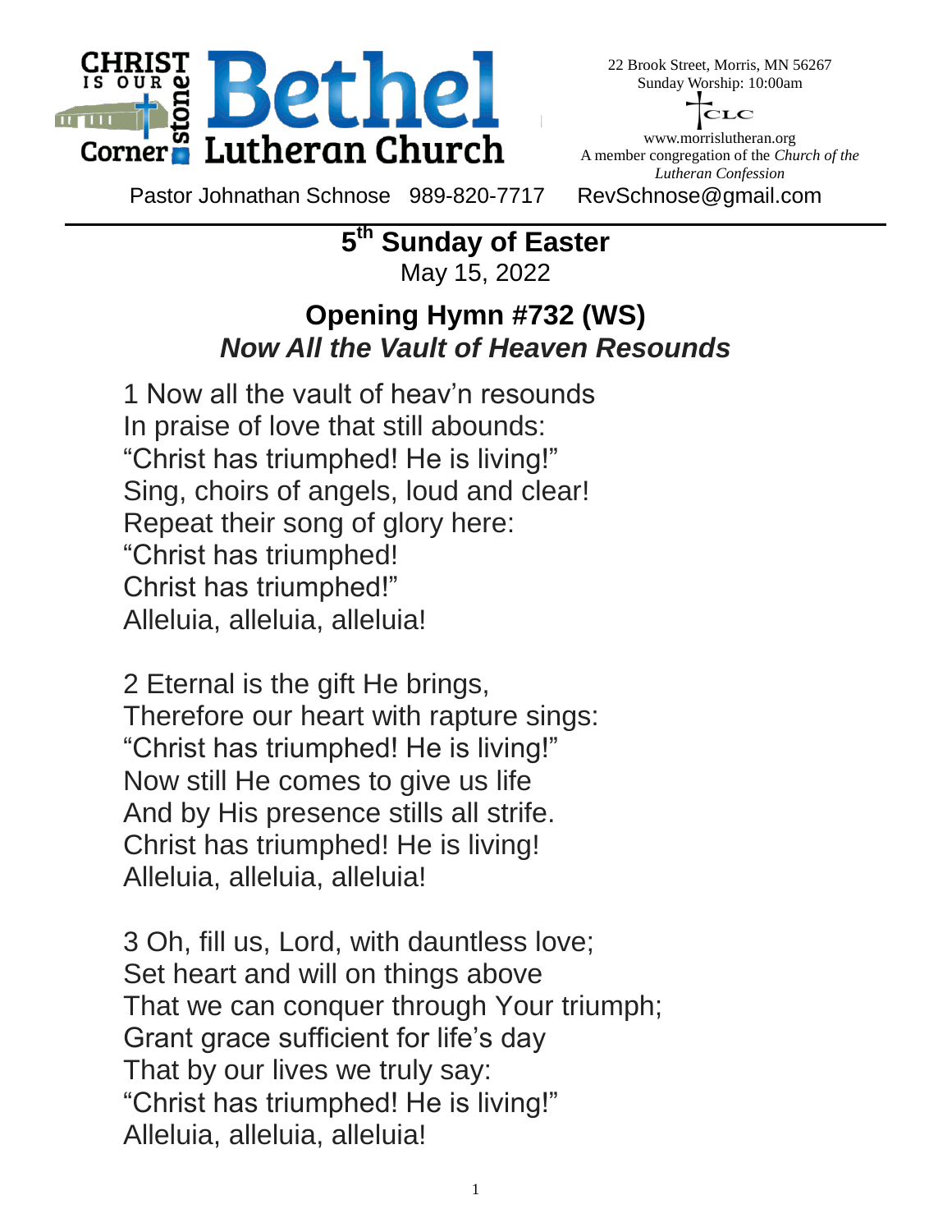**CHRIST IS OUR Corner stone**

# Bethel Lutheran Church

22 Brook Street, Morris, MN 56267
Sunday Worship: 10:00am

CLC

www.morrislutheran.org
A member congregation of the *Church of the Lutheran Confession*

Pastor Johnathan Schnose 989-820-7717 RevSchnose@gmail.com

---

## 5th Sunday of Easter

May 15, 2022

## Opening Hymn #732 (WS)

### *Now All the Vault of Heaven Resounds*

1 Now all the vault of heav'n resounds
In praise of love that still abounds:
"Christ has triumphed! He is living!"
Sing, choirs of angels, loud and clear!
Repeat their song of glory here:
"Christ has triumphed!
Christ has triumphed!"
Alleluia, alleluia, alleluia!

2 Eternal is the gift He brings,
Therefore our heart with rapture sings:
"Christ has triumphed! He is living!"
Now still He comes to give us life
And by His presence stills all strife.
Christ has triumphed! He is living!
Alleluia, alleluia, alleluia!

3 Oh, fill us, Lord, with dauntless love;
Set heart and will on things above
That we can conquer through Your triumph;
Grant grace sufficient for life's day
That by our lives we truly say:
"Christ has triumphed! He is living!"
Alleluia, alleluia, alleluia!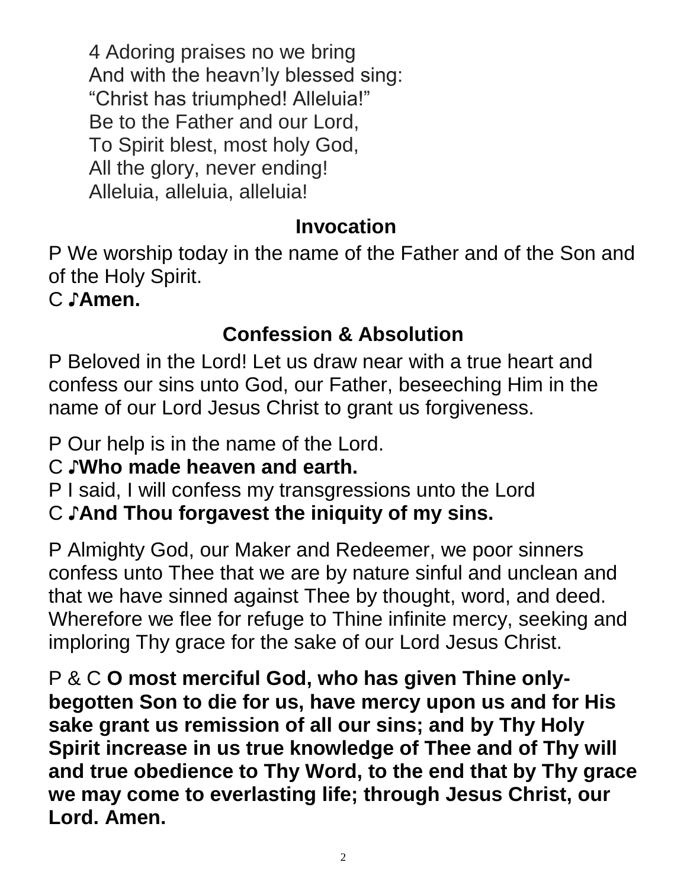4 Adoring praises no we bring
And with the heavn'ly blessed sing:
"Christ has triumphed! Alleluia!"
Be to the Father and our Lord,
To Spirit blest, most holy God,
All the glory, never ending!
Alleluia, alleluia, alleluia!

## Invocation

P We worship today in the name of the Father and of the Son and of the Holy Spirit.
C ♪**Amen.**

## Confession & Absolution

P Beloved in the Lord! Let us draw near with a true heart and confess our sins unto God, our Father, beseeching Him in the name of our Lord Jesus Christ to grant us forgiveness.

P Our help is in the name of the Lord.
C ♪**Who made heaven and earth.**
P I said, I will confess my transgressions unto the Lord
C ♪**And Thou forgavest the iniquity of my sins.**

P Almighty God, our Maker and Redeemer, we poor sinners confess unto Thee that we are by nature sinful and unclean and that we have sinned against Thee by thought, word, and deed. Wherefore we flee for refuge to Thine infinite mercy, seeking and imploring Thy grace for the sake of our Lord Jesus Christ.

P & C **O most merciful God, who has given Thine only-begotten Son to die for us, have mercy upon us and for His sake grant us remission of all our sins; and by Thy Holy Spirit increase in us true knowledge of Thee and of Thy will and true obedience to Thy Word, to the end that by Thy grace we may come to everlasting life; through Jesus Christ, our Lord. Amen.**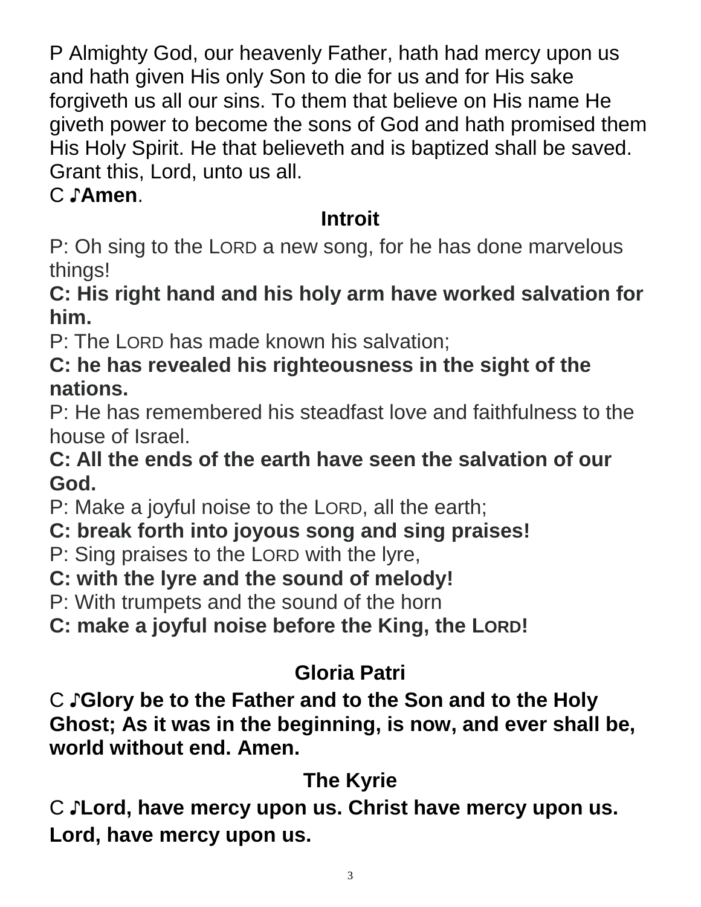P Almighty God, our heavenly Father, hath had mercy upon us and hath given His only Son to die for us and for His sake forgiveth us all our sins. To them that believe on His name He giveth power to become the sons of God and hath promised them His Holy Spirit. He that believeth and is baptized shall be saved. Grant this, Lord, unto us all.

C ♪**Amen**.

## Introit

P: Oh sing to the LORD a new song, for he has done marvelous things!

**C: His right hand and his holy arm have worked salvation for him.**

P: The LORD has made known his salvation;

**C: he has revealed his righteousness in the sight of the nations.**

P: He has remembered his steadfast love and faithfulness to the house of Israel.

**C: All the ends of the earth have seen the salvation of our God.**

P: Make a joyful noise to the LORD, all the earth;

**C: break forth into joyous song and sing praises!**

P: Sing praises to the LORD with the lyre,

**C: with the lyre and the sound of melody!**

P: With trumpets and the sound of the horn

**C: make a joyful noise before the King, the LORD!**

## Gloria Patri

C ♪**Glory be to the Father and to the Son and to the Holy Ghost; As it was in the beginning, is now, and ever shall be, world without end. Amen.**

## The Kyrie

C ♪**Lord, have mercy upon us. Christ have mercy upon us. Lord, have mercy upon us.**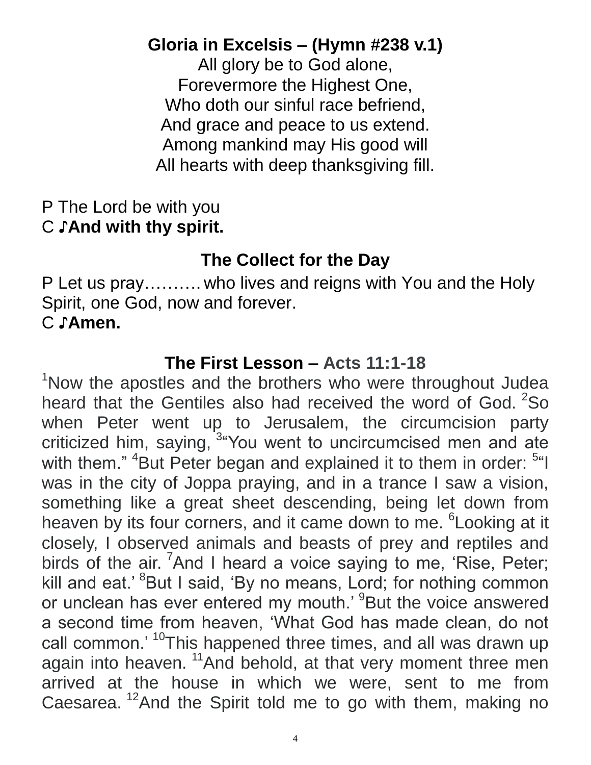## Gloria in Excelsis – (Hymn #238 v.1)

All glory be to God alone,
Forevermore the Highest One,
Who doth our sinful race befriend,
And grace and peace to us extend.
Among mankind may His good will
All hearts with deep thanksgiving fill.

P The Lord be with you
C ♪**And with thy spirit.**

## The Collect for the Day

P Let us pray………who lives and reigns with You and the Holy Spirit, one God, now and forever.
C ♪**Amen.**

## The First Lesson – Acts 11:1-18

[1]Now the apostles and the brothers who were throughout Judea heard that the Gentiles also had received the word of God. [2]So when Peter went up to Jerusalem, the circumcision party criticized him, saying, [3]"You went to uncircumcised men and ate with them." [4]But Peter began and explained it to them in order: [5]"I was in the city of Joppa praying, and in a trance I saw a vision, something like a great sheet descending, being let down from heaven by its four corners, and it came down to me. [6]Looking at it closely, I observed animals and beasts of prey and reptiles and birds of the air. [7]And I heard a voice saying to me, 'Rise, Peter; kill and eat.' [8]But I said, 'By no means, Lord; for nothing common or unclean has ever entered my mouth.' [9]But the voice answered a second time from heaven, 'What God has made clean, do not call common.' [10]This happened three times, and all was drawn up again into heaven. [11]And behold, at that very moment three men arrived at the house in which we were, sent to me from Caesarea. [12]And the Spirit told me to go with them, making no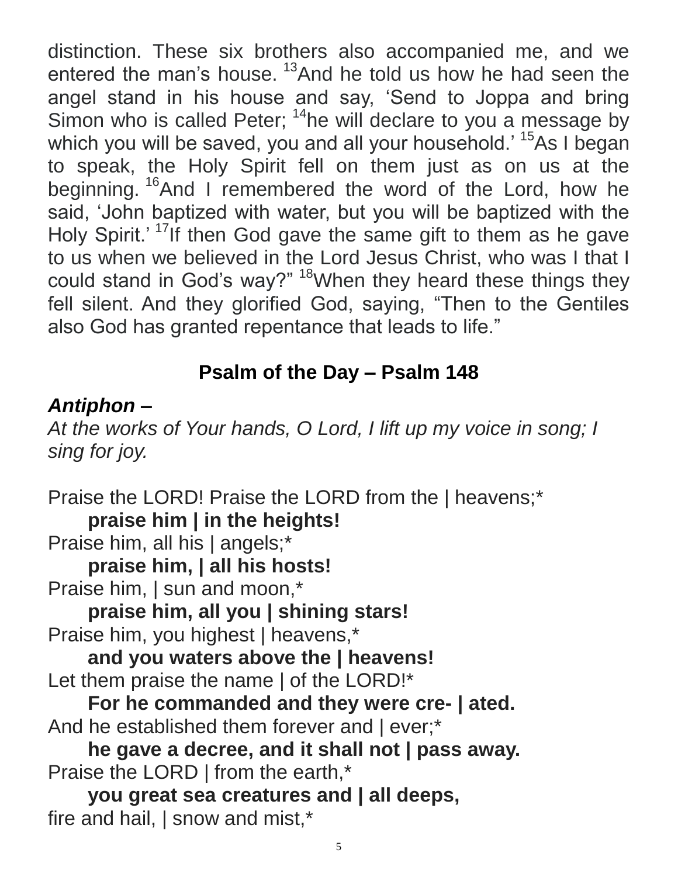distinction. These six brothers also accompanied me, and we entered the man's house. [13]And he told us how he had seen the angel stand in his house and say, 'Send to Joppa and bring Simon who is called Peter; [14]he will declare to you a message by which you will be saved, you and all your household.' [15]As I began to speak, the Holy Spirit fell on them just as on us at the beginning. [16]And I remembered the word of the Lord, how he said, 'John baptized with water, but you will be baptized with the Holy Spirit.' [17]If then God gave the same gift to them as he gave to us when we believed in the Lord Jesus Christ, who was I that I could stand in God's way?" [18]When they heard these things they fell silent. And they glorified God, saying, "Then to the Gentiles also God has granted repentance that leads to life."

## Psalm of the Day – Psalm 148

***Antiphon –***
*At the works of Your hands, O Lord, I lift up my voice in song; I sing for joy.*

Praise the LORD! Praise the LORD from the | heavens;*
    **praise him | in the heights!**
Praise him, all his | angels;*
    **praise him, | all his hosts!**
Praise him, | sun and moon,*
    **praise him, all you | shining stars!**
Praise him, you highest | heavens,*
    **and you waters above the | heavens!**
Let them praise the name | of the LORD!*
    **For he commanded and they were cre- | ated.**
And he established them forever and | ever;*
    **he gave a decree, and it shall not | pass away.**
Praise the LORD | from the earth,*
    **you great sea creatures and | all deeps,**
fire and hail, | snow and mist,*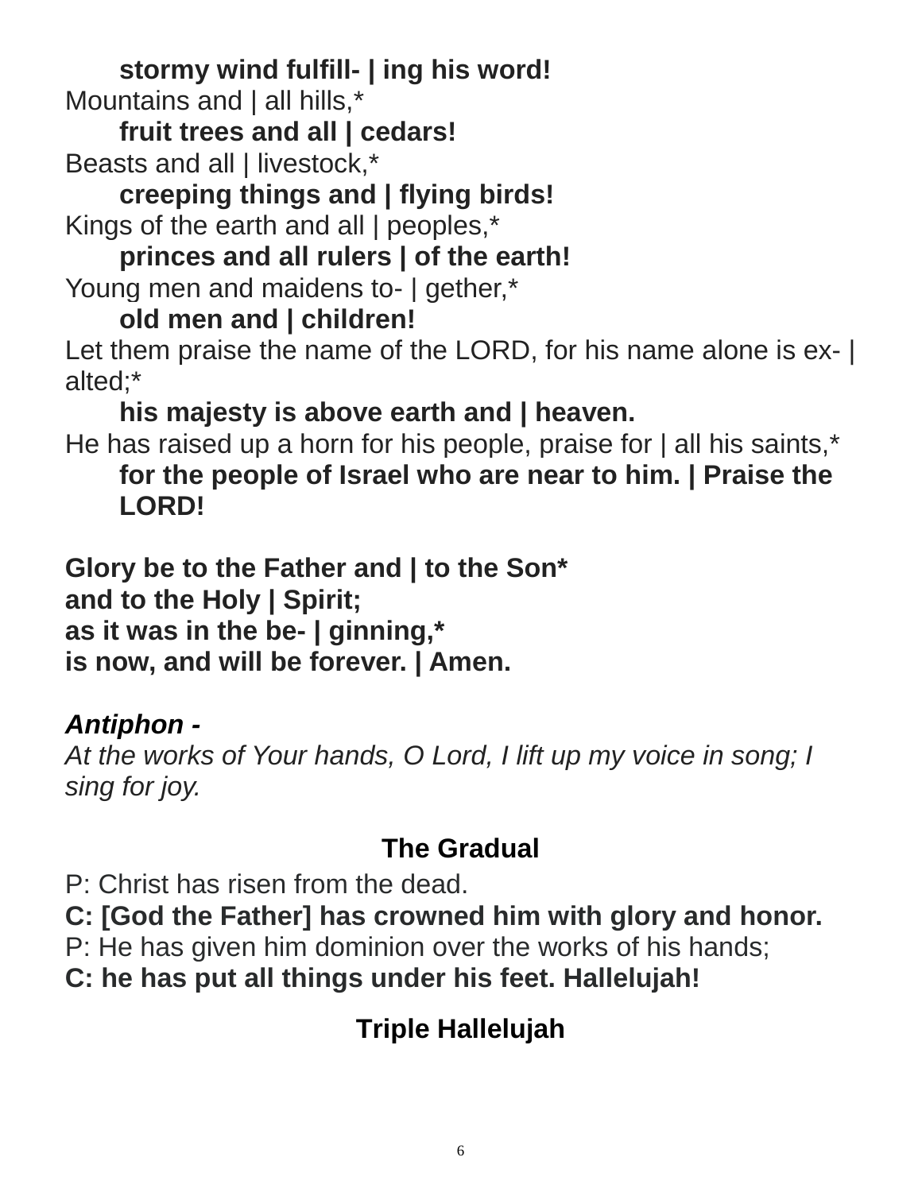**stormy wind fulfill- | ing his word!**
Mountains and | all hills,*
**fruit trees and all | cedars!**
Beasts and all | livestock,*
**creeping things and | flying birds!**
Kings of the earth and all | peoples,*
**princes and all rulers | of the earth!**
Young men and maidens to- | gether,*
**old men and | children!**
Let them praise the name of the LORD, for his name alone is ex- | alted;*
**his majesty is above earth and | heaven.**
He has raised up a horn for his people, praise for | all his saints,*
**for the people of Israel who are near to him. | Praise the LORD!**

**Glory be to the Father and | to the Son***
**and to the Holy | Spirit;**
**as it was in the be- | ginning,***
**is now, and will be forever. | Amen.**

***Antiphon -***
*At the works of Your hands, O Lord, I lift up my voice in song; I sing for joy.*

## The Gradual

P: Christ has risen from the dead.
**C: [God the Father] has crowned him with glory and honor.**
P: He has given him dominion over the works of his hands;
**C: he has put all things under his feet. Hallelujah!**

## Triple Hallelujah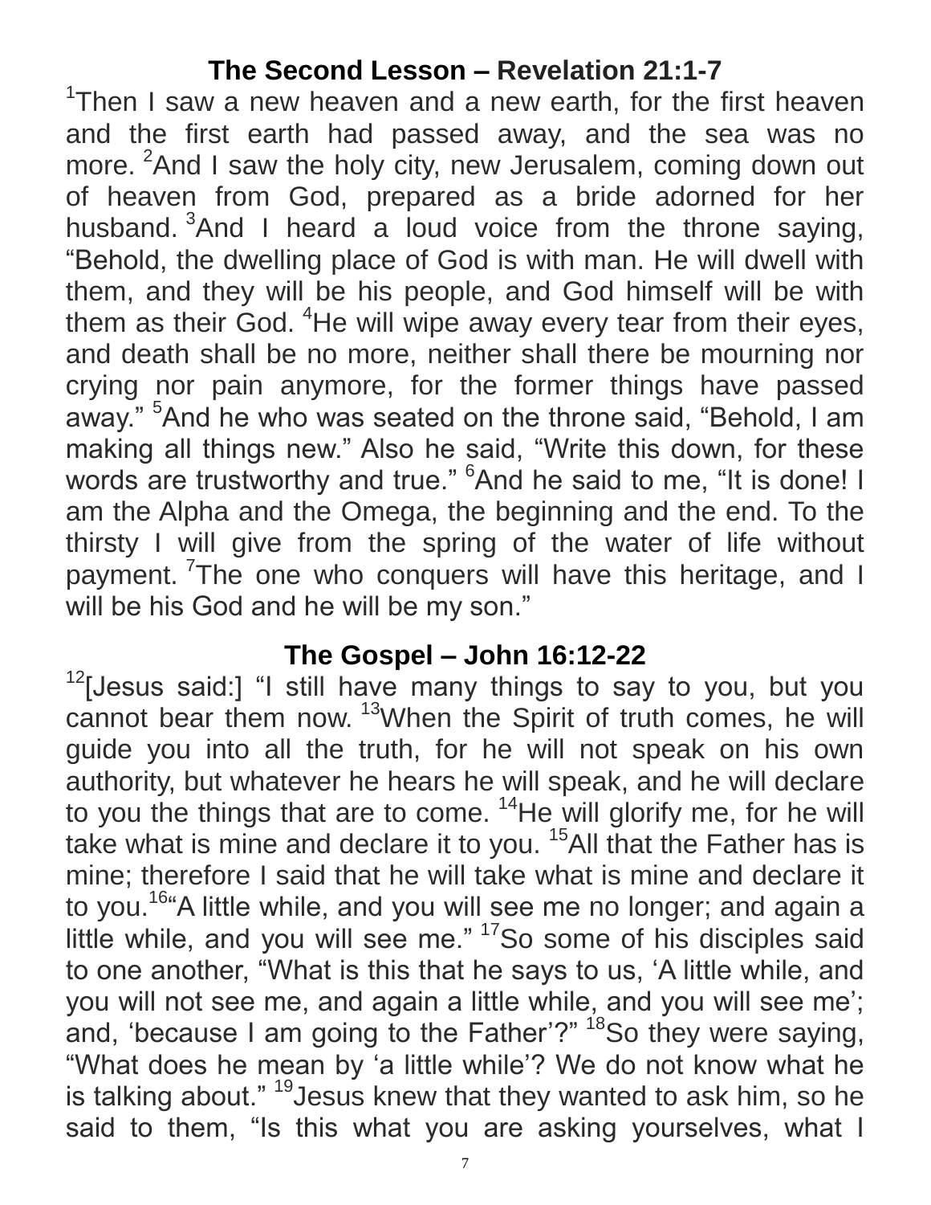## The Second Lesson – Revelation 21:1-7

[1]Then I saw a new heaven and a new earth, for the first heaven and the first earth had passed away, and the sea was no more. [2]And I saw the holy city, new Jerusalem, coming down out of heaven from God, prepared as a bride adorned for her husband. [3]And I heard a loud voice from the throne saying, “Behold, the dwelling place of God is with man. He will dwell with them, and they will be his people, and God himself will be with them as their God. [4]He will wipe away every tear from their eyes, and death shall be no more, neither shall there be mourning nor crying nor pain anymore, for the former things have passed away.” [5]And he who was seated on the throne said, “Behold, I am making all things new.” Also he said, “Write this down, for these words are trustworthy and true.” [6]And he said to me, “It is done! I am the Alpha and the Omega, the beginning and the end. To the thirsty I will give from the spring of the water of life without payment. [7]The one who conquers will have this heritage, and I will be his God and he will be my son.”

## The Gospel – John 16:12-22

[12][Jesus said:] “I still have many things to say to you, but you cannot bear them now. [13]When the Spirit of truth comes, he will guide you into all the truth, for he will not speak on his own authority, but whatever he hears he will speak, and he will declare to you the things that are to come. [14]He will glorify me, for he will take what is mine and declare it to you. [15]All that the Father has is mine; therefore I said that he will take what is mine and declare it to you.[16]“A little while, and you will see me no longer; and again a little while, and you will see me.” [17]So some of his disciples said to one another, “What is this that he says to us, ‘A little while, and you will not see me, and again a little while, and you will see me’; and, ‘because I am going to the Father’?” [18]So they were saying, “What does he mean by ‘a little while’? We do not know what he is talking about.” [19]Jesus knew that they wanted to ask him, so he said to them, “Is this what you are asking yourselves, what I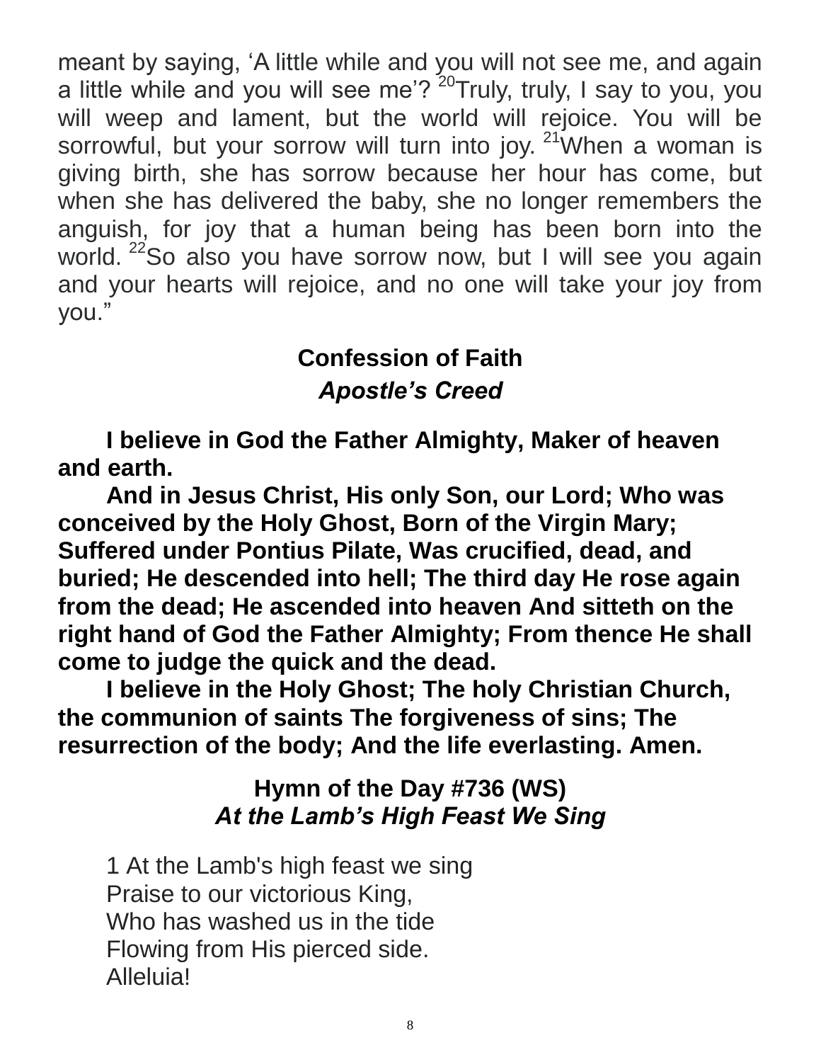meant by saying, 'A little while and you will not see me, and again a little while and you will see me'? [20]Truly, truly, I say to you, you will weep and lament, but the world will rejoice. You will be sorrowful, but your sorrow will turn into joy. [21]When a woman is giving birth, she has sorrow because her hour has come, but when she has delivered the baby, she no longer remembers the anguish, for joy that a human being has been born into the world. [22]So also you have sorrow now, but I will see you again and your hearts will rejoice, and no one will take your joy from you."

## Confession of Faith

### *Apostle's Creed*

**I believe in God the Father Almighty, Maker of heaven and earth.**

**And in Jesus Christ, His only Son, our Lord; Who was conceived by the Holy Ghost, Born of the Virgin Mary; Suffered under Pontius Pilate, Was crucified, dead, and buried; He descended into hell; The third day He rose again from the dead; He ascended into heaven And sitteth on the right hand of God the Father Almighty; From thence He shall come to judge the quick and the dead.**

**I believe in the Holy Ghost; The holy Christian Church, the communion of saints The forgiveness of sins; The resurrection of the body; And the life everlasting. Amen.**

## Hymn of the Day #736 (WS)

### *At the Lamb's High Feast We Sing*

1 At the Lamb's high feast we sing  
Praise to our victorious King,  
Who has washed us in the tide  
Flowing from His pierced side.  
Alleluia!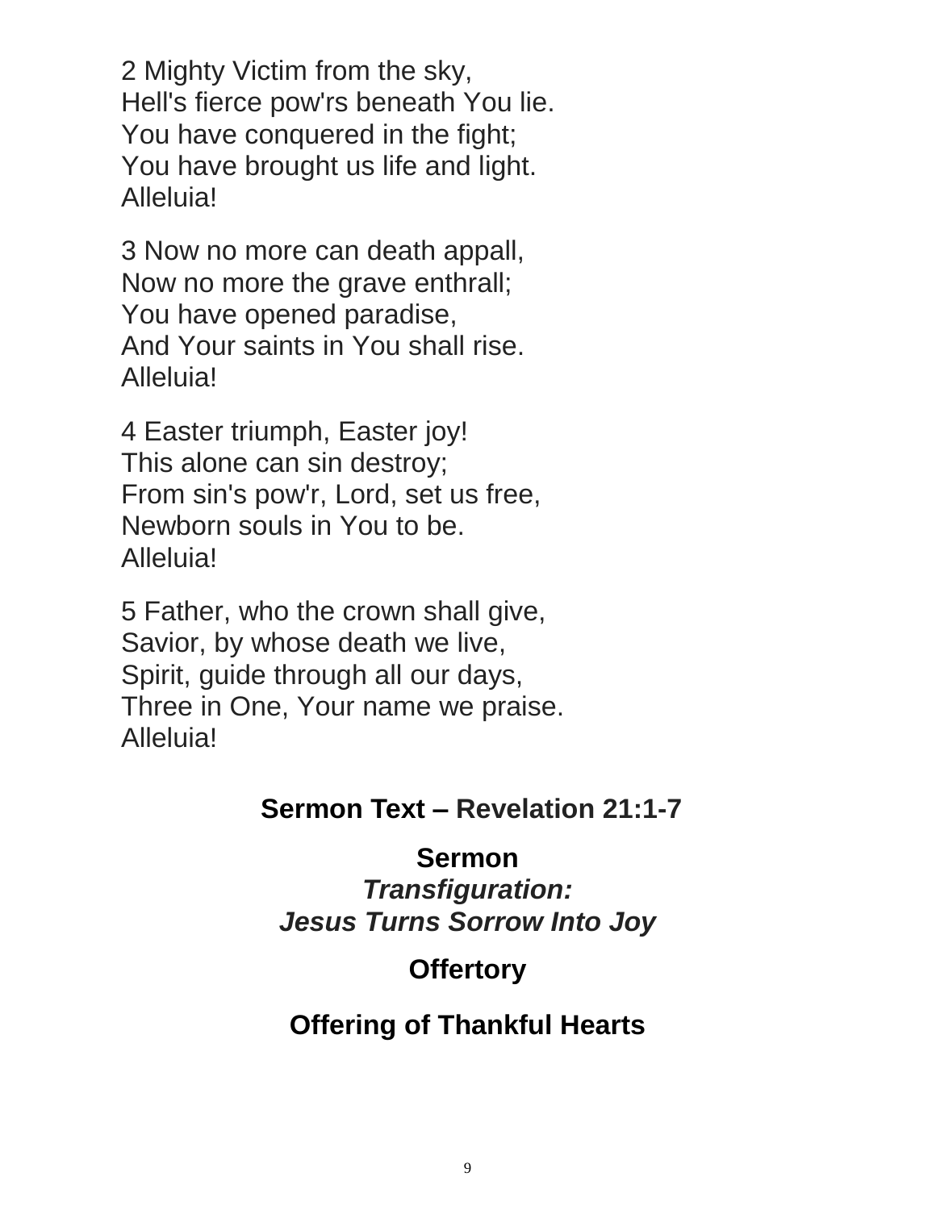2 Mighty Victim from the sky,
Hell's fierce pow'rs beneath You lie.
You have conquered in the fight;
You have brought us life and light.
Alleluia!

3 Now no more can death appall,
Now no more the grave enthrall;
You have opened paradise,
And Your saints in You shall rise.
Alleluia!

4 Easter triumph, Easter joy!
This alone can sin destroy;
From sin's pow'r, Lord, set us free,
Newborn souls in You to be.
Alleluia!

5 Father, who the crown shall give,
Savior, by whose death we live,
Spirit, guide through all our days,
Three in One, Your name we praise.
Alleluia!

## Sermon Text – Revelation 21:1-7

## Sermon

***Transfiguration:***
***Jesus Turns Sorrow Into Joy***

## Offertory

## Offering of Thankful Hearts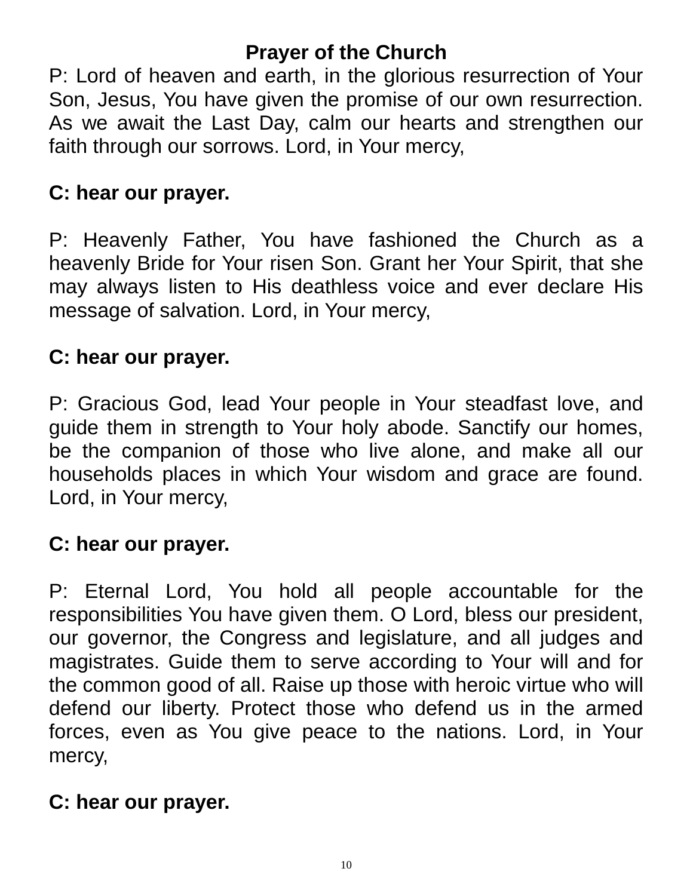## Prayer of the Church

P: Lord of heaven and earth, in the glorious resurrection of Your Son, Jesus, You have given the promise of our own resurrection. As we await the Last Day, calm our hearts and strengthen our faith through our sorrows. Lord, in Your mercy,

**C: hear our prayer.**

P: Heavenly Father, You have fashioned the Church as a heavenly Bride for Your risen Son. Grant her Your Spirit, that she may always listen to His deathless voice and ever declare His message of salvation. Lord, in Your mercy,

**C: hear our prayer.**

P: Gracious God, lead Your people in Your steadfast love, and guide them in strength to Your holy abode. Sanctify our homes, be the companion of those who live alone, and make all our households places in which Your wisdom and grace are found. Lord, in Your mercy,

**C: hear our prayer.**

P: Eternal Lord, You hold all people accountable for the responsibilities You have given them. O Lord, bless our president, our governor, the Congress and legislature, and all judges and magistrates. Guide them to serve according to Your will and for the common good of all. Raise up those with heroic virtue who will defend our liberty. Protect those who defend us in the armed forces, even as You give peace to the nations. Lord, in Your mercy,

**C: hear our prayer.**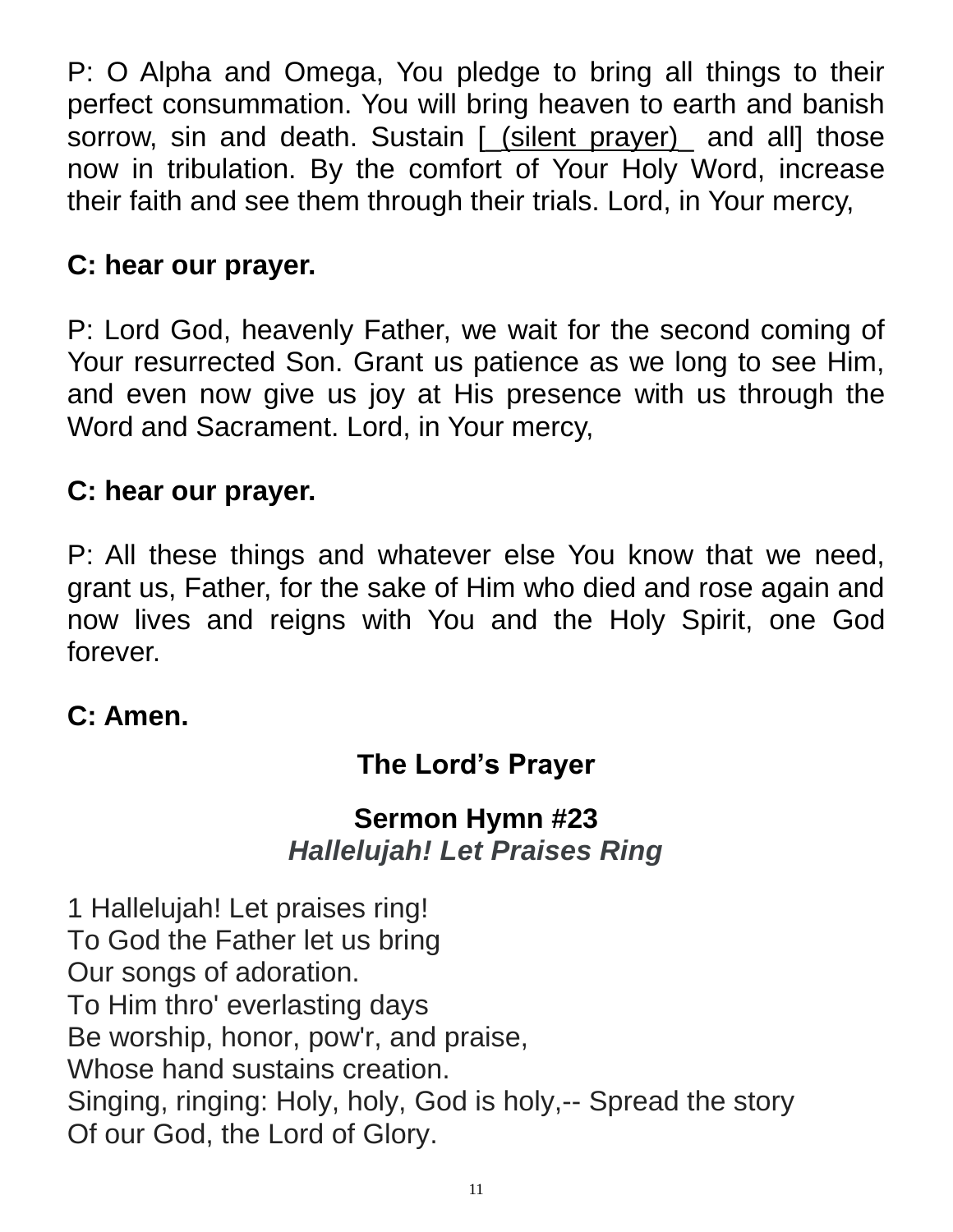P: O Alpha and Omega, You pledge to bring all things to their perfect consummation. You will bring heaven to earth and banish sorrow, sin and death. Sustain [_(silent prayer)_ and all] those now in tribulation. By the comfort of Your Holy Word, increase their faith and see them through their trials. Lord, in Your mercy,

**C: hear our prayer.**

P: Lord God, heavenly Father, we wait for the second coming of Your resurrected Son. Grant us patience as we long to see Him, and even now give us joy at His presence with us through the Word and Sacrament. Lord, in Your mercy,

**C: hear our prayer.**

P: All these things and whatever else You know that we need, grant us, Father, for the sake of Him who died and rose again and now lives and reigns with You and the Holy Spirit, one God forever.

**C: Amen.**

## The Lord's Prayer

## Sermon Hymn #23

***Hallelujah! Let Praises Ring***

1 Hallelujah! Let praises ring!
To God the Father let us bring
Our songs of adoration.
To Him thro' everlasting days
Be worship, honor, pow'r, and praise,
Whose hand sustains creation.
Singing, ringing: Holy, holy, God is holy,-- Spread the story
Of our God, the Lord of Glory.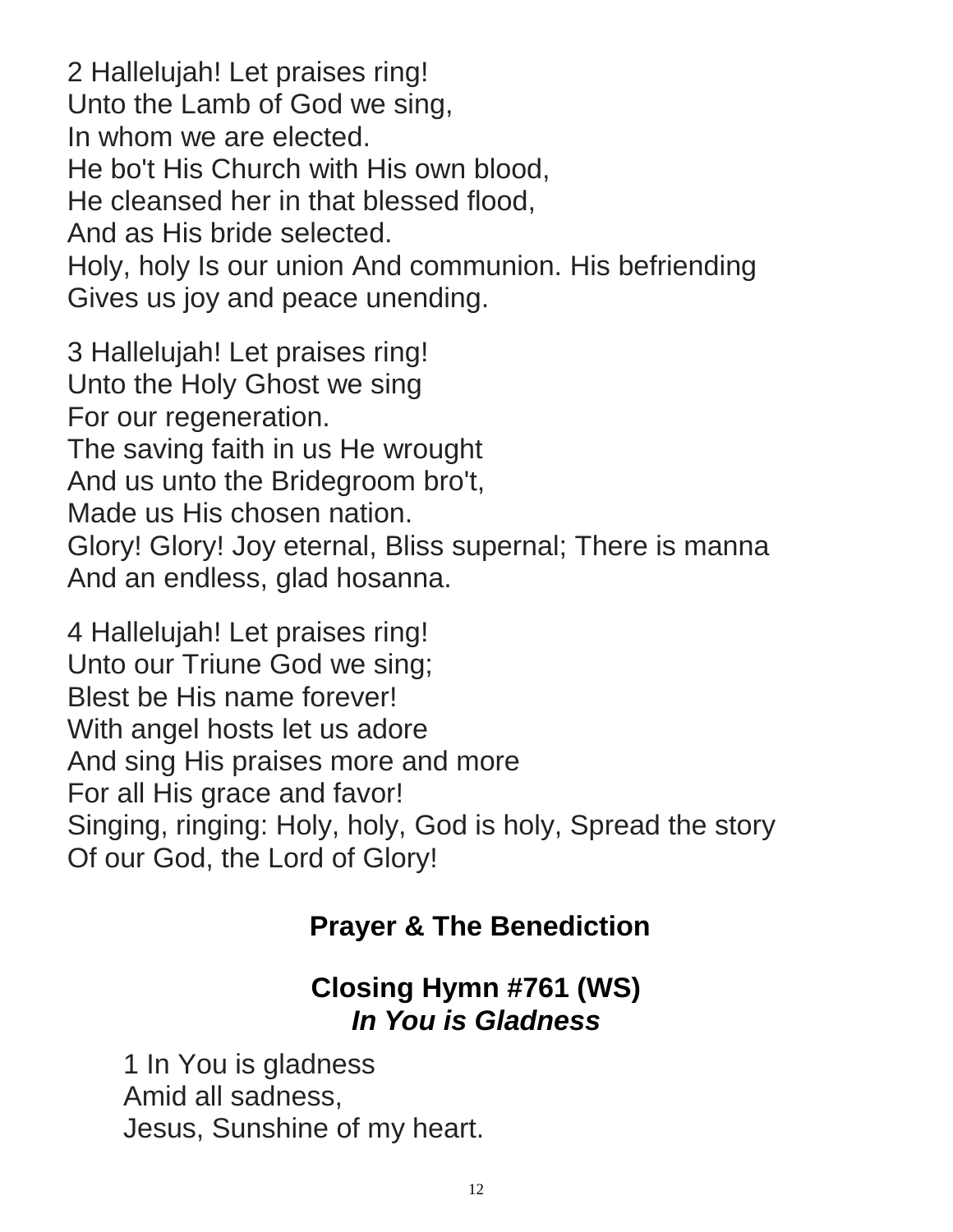2 Hallelujah! Let praises ring!
Unto the Lamb of God we sing,
In whom we are elected.
He bo't His Church with His own blood,
He cleansed her in that blessed flood,
And as His bride selected.
Holy, holy Is our union And communion. His befriending
Gives us joy and peace unending.

3 Hallelujah! Let praises ring!
Unto the Holy Ghost we sing
For our regeneration.
The saving faith in us He wrought
And us unto the Bridegroom bro't,
Made us His chosen nation.
Glory! Glory! Joy eternal, Bliss supernal; There is manna
And an endless, glad hosanna.

4 Hallelujah! Let praises ring!
Unto our Triune God we sing;
Blest be His name forever!
With angel hosts let us adore
And sing His praises more and more
For all His grace and favor!
Singing, ringing: Holy, holy, God is holy, Spread the story
Of our God, the Lord of Glory!

## Prayer & The Benediction

## Closing Hymn #761 (WS)
### *In You is Gladness*

1 In You is gladness
Amid all sadness,
Jesus, Sunshine of my heart.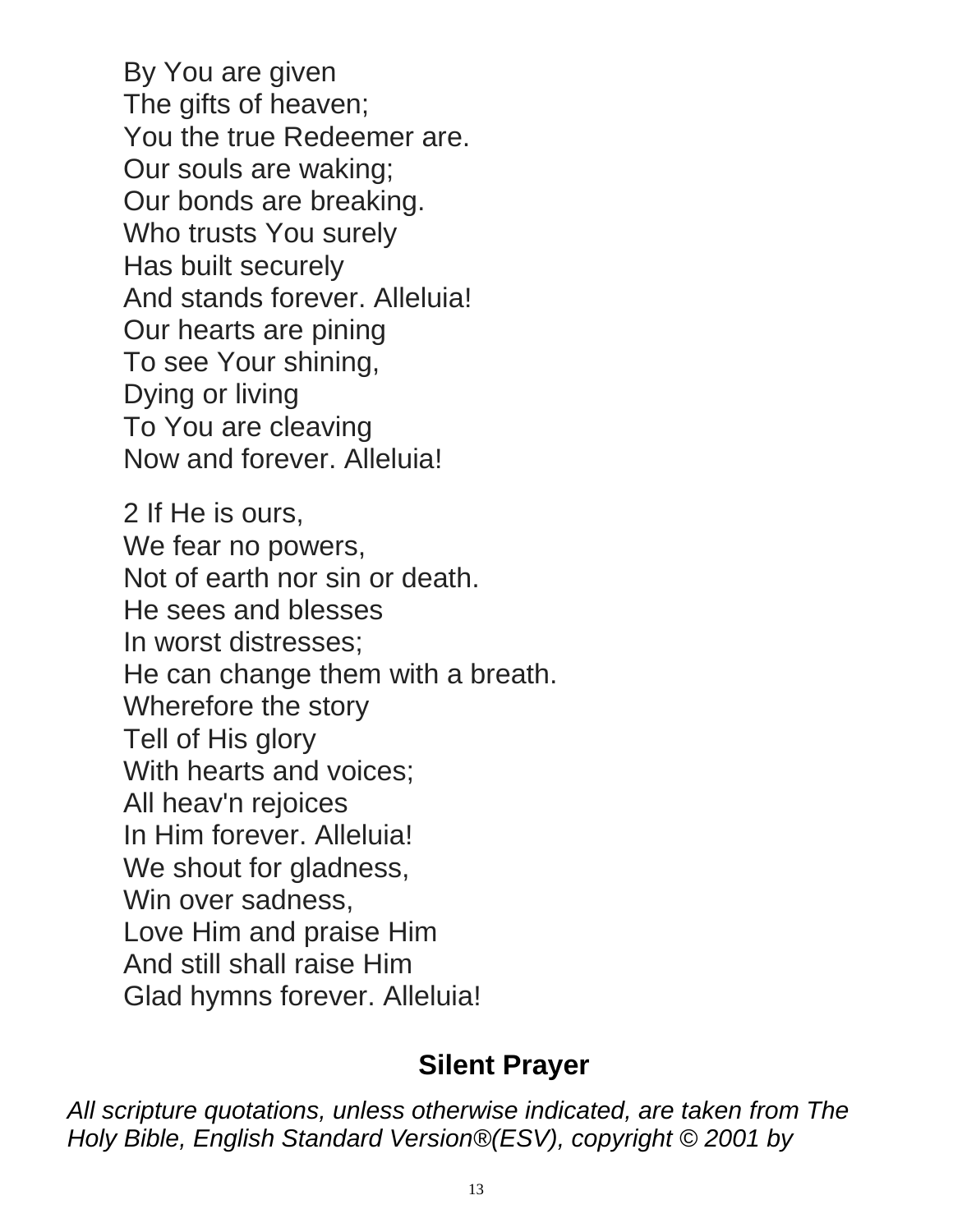By You are given
The gifts of heaven;
You the true Redeemer are.
Our souls are waking;
Our bonds are breaking.
Who trusts You surely
Has built securely
And stands forever. Alleluia!
Our hearts are pining
To see Your shining,
Dying or living
To You are cleaving
Now and forever. Alleluia!

2 If He is ours,
We fear no powers,
Not of earth nor sin or death.
He sees and blesses
In worst distresses;
He can change them with a breath.
Wherefore the story
Tell of His glory
With hearts and voices;
All heav'n rejoices
In Him forever. Alleluia!
We shout for gladness,
Win over sadness,
Love Him and praise Him
And still shall raise Him
Glad hymns forever. Alleluia!

## Silent Prayer

*All scripture quotations, unless otherwise indicated, are taken from The Holy Bible, English Standard Version®(ESV), copyright © 2001 by*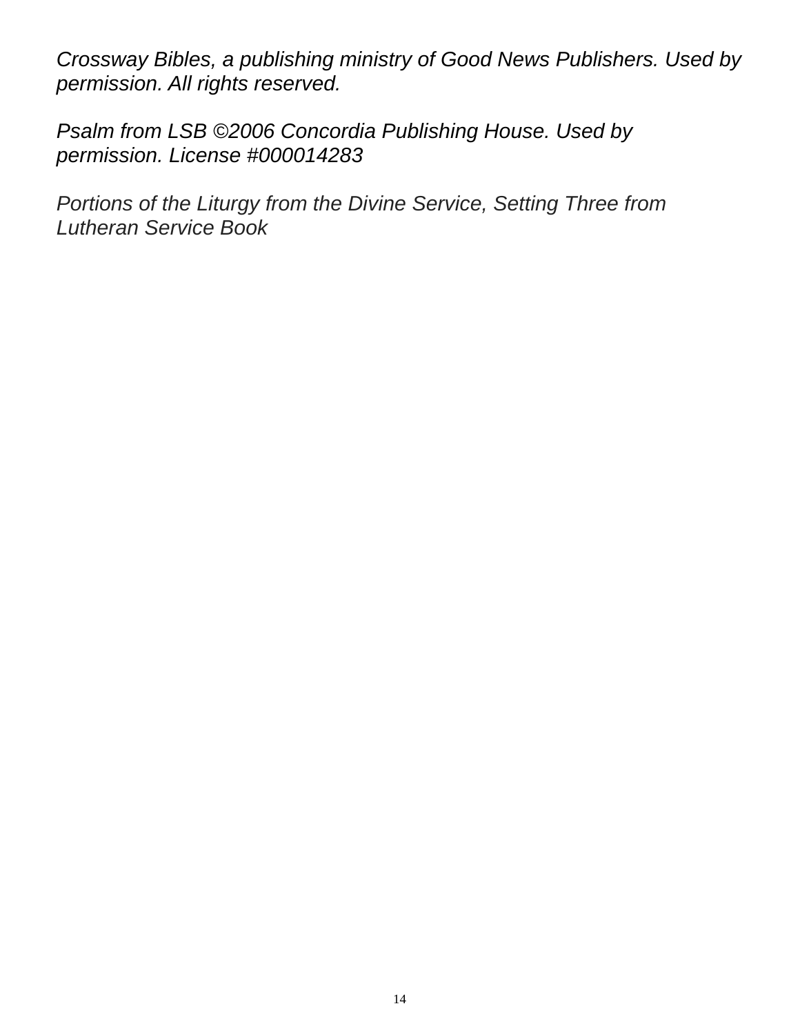*Crossway Bibles, a publishing ministry of Good News Publishers. Used by permission. All rights reserved.*

*Psalm from LSB ©2006 Concordia Publishing House. Used by permission. License #000014283*

*Portions of the Liturgy from the Divine Service, Setting Three from Lutheran Service Book*